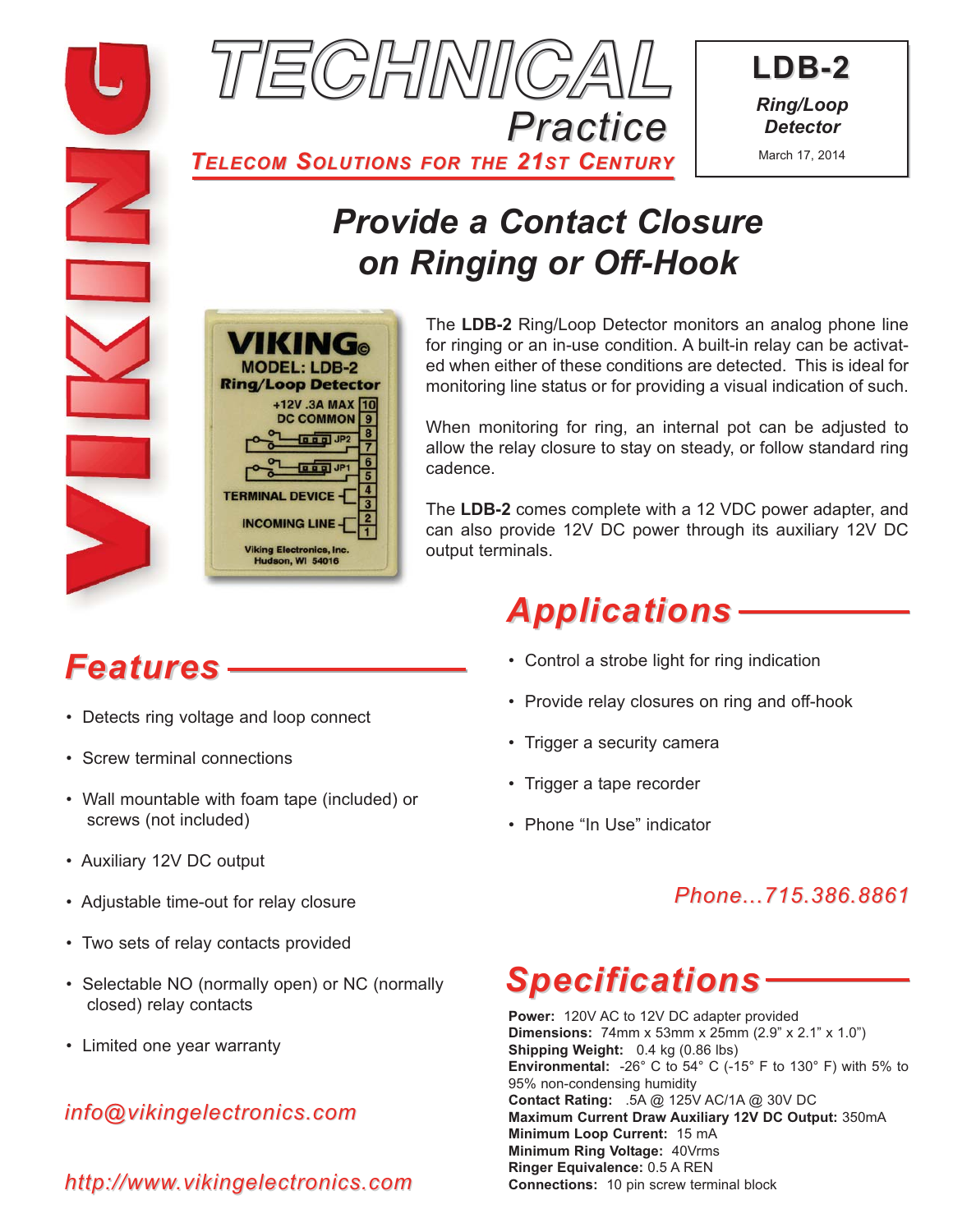# TECHNICAL Practice

*TELECOM SOLUTIONS FOR THE 21ST CENTURY*

**LDB-2**

*Ring/Loop Detector*

March 17, 2014

## Provide a Contact Closure on Ringing or Off-Hook

The **LDB-2** Ring/Loop Detector monitors an analog phone line for ringing or an in-use condition. A built-in relay can be activated when either of these conditions are detected. This is ideal for monitoring line status or for providing a visual indication of such.

When monitoring for ring, an internal pot can be adjusted to allow the relay closure to stay on steady, or follow standard ring cadence.

The **LDB-2** comes complete with a 12 VDC power adapter, and can also provide 12V DC power through its auxiliary 12V DC output terminals.

## Features

- Detects ring voltage and loop connect
- Screw terminal connections
- Wall mountable with foam tape (included) or screws (not included)
- Auxiliary 12V DC output
- Adjustable time-out for relay closure
- Two sets of relay contacts provided
- Selectable NO (normally open) or NC (normally closed) relay contacts
- Limited one year warranty

*info@vikingelectronics.com*

*http://www.vikingelectronics.com*

## Applications

- Control a strobe light for ring indication
- Provide relay closures on ring and off-hook
- Trigger a security camera
- Trigger a tape recorder
- Phone "In Use" indicator

*Phone...715.386.8861*

## Specifications

**Power:** 120V AC to 12V DC adapter provided
**Dimensions:** 74mm x 53mm x 25mm (2.9" x 2.1" x 1.0")
**Shipping Weight:** 0.4 kg (0.86 lbs)
**Environmental:** -26° C to 54° C (-15° F to 130° F) with 5% to 95% non-condensing humidity
**Contact Rating:** .5A @ 125V AC/1A @ 30V DC
**Maximum Current Draw Auxiliary 12V DC Output:** 350mA
**Minimum Loop Current:** 15 mA
**Minimum Ring Voltage:** 40Vrms
**Ringer Equivalence:** 0.5 A REN
**Connections:** 10 pin screw terminal block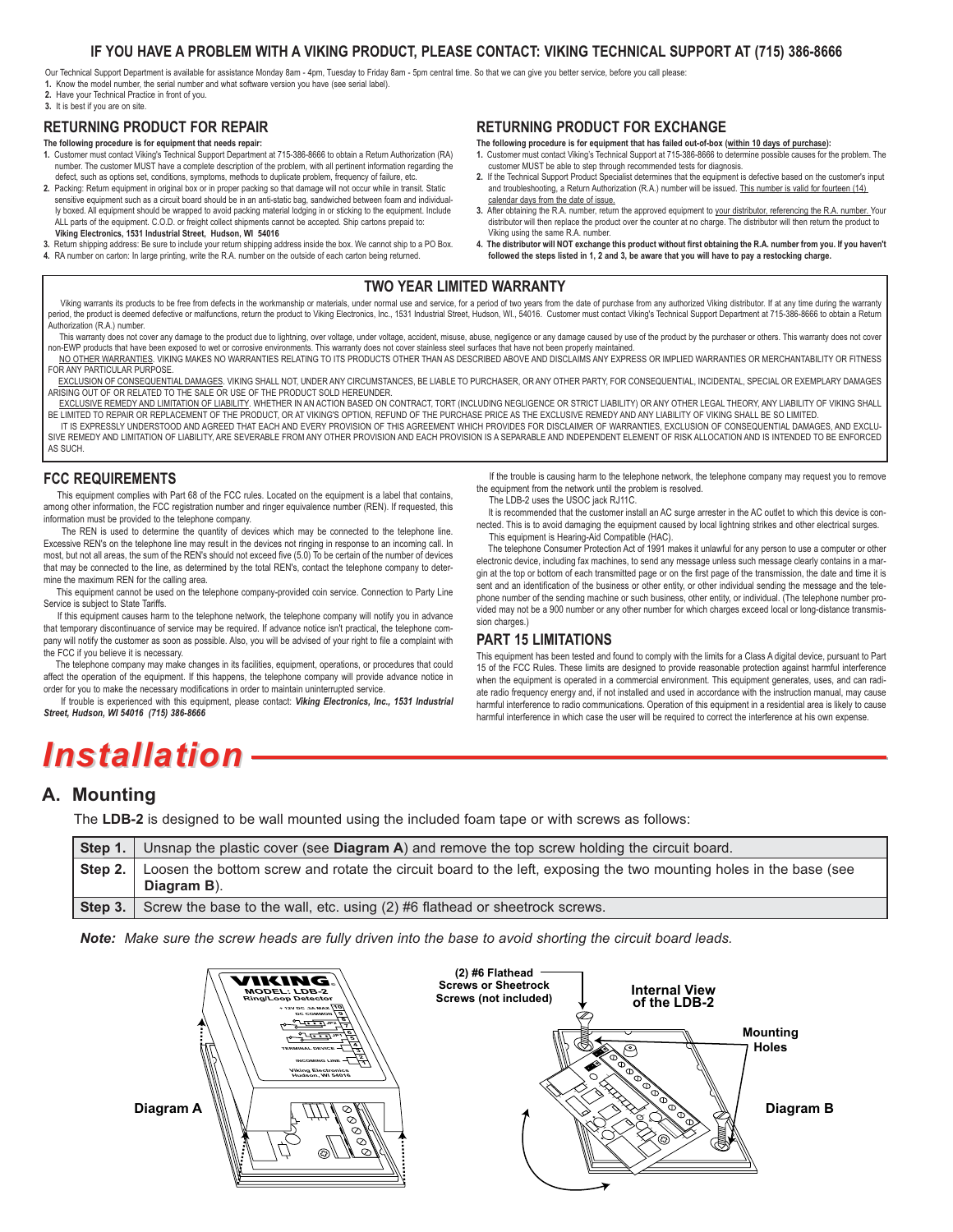## IF YOU HAVE A PROBLEM WITH A VIKING PRODUCT, PLEASE CONTACT: VIKING TECHNICAL SUPPORT AT (715) 386-8666

Our Technical Support Department is available for assistance Monday 8am - 4pm, Tuesday to Friday 8am - 5pm central time. So that we can give you better service, before you call please:

1. Know the model number, the serial number and what software version you have (see serial label).
2. Have your Technical Practice in front of you.
3. It is best if you are on site.

## RETURNING PRODUCT FOR REPAIR

**The following procedure is for equipment that needs repair:**

1. Customer must contact Viking's Technical Support Department at 715-386-8666 to obtain a Return Authorization (RA) number. The customer MUST have a complete description of the problem, with all pertinent information regarding the defect, such as options set, conditions, symptoms, methods to duplicate problem, frequency of failure, etc.
2. Packing: Return equipment in original box or in proper packing so that damage will not occur while in transit. Static sensitive equipment such as a circuit board should be in an anti-static bag, sandwiched between foam and individually boxed. All equipment should be wrapped to avoid packing material lodging in or sticking to the equipment. Include ALL parts of the equipment. C.O.D. or freight collect shipments cannot be accepted. Ship cartons prepaid to: **Viking Electronics, 1531 Industrial Street, Hudson, WI 54016**
3. Return shipping address: Be sure to include your return shipping address inside the box. We cannot ship to a PO Box.
4. RA number on carton: In large printing, write the R.A. number on the outside of each carton being returned.

## RETURNING PRODUCT FOR EXCHANGE

**The following procedure is for equipment that has failed out-of-box (within 10 days of purchase):**

1. Customer must contact Viking's Technical Support at 715-386-8666 to determine possible causes for the problem. The customer MUST be able to step through recommended tests for diagnosis.
2. If the Technical Support Product Specialist determines that the equipment is defective based on the customer's input and troubleshooting, a Return Authorization (R.A.) number will be issued. This number is valid for fourteen (14) calendar days from the date of issue.
3. After obtaining the R.A. number, return the approved equipment to your distributor, referencing the R.A. number. Your distributor will then replace the product over the counter at no charge. The distributor will then return the product to Viking using the same R.A. number.
4. **The distributor will NOT exchange this product without first obtaining the R.A. number from you. If you haven't followed the steps listed in 1, 2 and 3, be aware that you will have to pay a restocking charge.**

## TWO YEAR LIMITED WARRANTY

Viking warrants its products to be free from defects in the workmanship or materials, under normal use and service, for a period of two years from the date of purchase from any authorized Viking distributor. If at any time during the warranty period, the product is deemed defective or malfunctions, return the product to Viking Electronics, Inc., 1531 Industrial Street, Hudson, WI., 54016. Customer must contact Viking's Technical Support Department at 715-386-8666 to obtain a Return Authorization (R.A.) number.

This warranty does not cover any damage to the product due to lightning, over voltage, under voltage, accident, misuse, abuse, negligence or any damage caused by use of the product by the purchaser or others. This warranty does not cover non-EWP products that have been exposed to wet or corrosive environments. This warranty does not cover stainless steel surfaces that have not been properly maintained.

NO OTHER WARRANTIES. VIKING MAKES NO WARRANTIES RELATING TO ITS PRODUCTS OTHER THAN AS DESCRIBED ABOVE AND DISCLAIMS ANY EXPRESS OR IMPLIED WARRANTIES OR MERCHANTABILITY OR FITNESS FOR ANY PARTICULAR PURPOSE.

EXCLUSION OF CONSEQUENTIAL DAMAGES. VIKING SHALL NOT, UNDER ANY CIRCUMSTANCES, BE LIABLE TO PURCHASER, OR ANY OTHER PARTY, FOR CONSEQUENTIAL, INCIDENTAL, SPECIAL OR EXEMPLARY DAMAGES ARISING OUT OF OR RELATED TO THE SALE OR USE OF THE PRODUCT SOLD HEREUNDER.

EXCLUSIVE REMEDY AND LIMITATION OF LIABILITY. WHETHER IN AN ACTION BASED ON CONTRACT, TORT (INCLUDING NEGLIGENCE OR STRICT LIABILITY) OR ANY OTHER LEGAL THEORY, ANY LIABILITY OF VIKING SHALL BE LIMITED TO REPAIR OR REPLACEMENT OF THE PRODUCT, OR AT VIKING'S OPTION, REFUND OF THE PURCHASE PRICE AS THE EXCLUSIVE REMEDY AND ANY LIABILITY OF VIKING SHALL BE SO LIMITED.

IT IS EXPRESSLY UNDERSTOOD AND AGREED THAT EACH AND EVERY PROVISION OF THIS AGREEMENT WHICH PROVIDES FOR DISCLAIMER OF WARRANTIES, EXCLUSION OF CONSEQUENTIAL DAMAGES, AND EXCLUSIVE REMEDY AND LIMITATION OF LIABILITY, ARE SEVERABLE FROM ANY OTHER PROVISION AND EACH PROVISION IS A SEPARABLE AND INDEPENDENT ELEMENT OF RISK ALLOCATION AND IS INTENDED TO BE ENFORCED AS SUCH.

## FCC REQUIREMENTS

This equipment complies with Part 68 of the FCC rules. Located on the equipment is a label that contains, among other information, the FCC registration number and ringer equivalence number (REN). If requested, this information must be provided to the telephone company.

The REN is used to determine the quantity of devices which may be connected to the telephone line. Excessive REN's on the telephone line may result in the devices not ringing in response to an incoming call. In most, but not all areas, the sum of the REN's should not exceed five (5.0) To be certain of the number of devices that may be connected to the line, as determined by the total REN's, contact the telephone company to determine the maximum REN for the calling area.

This equipment cannot be used on the telephone company-provided coin service. Connection to Party Line Service is subject to State Tariffs.

If this equipment causes harm to the telephone network, the telephone company will notify you in advance that temporary discontinuance of service may be required. If advance notice isn't practical, the telephone company will notify the customer as soon as possible. Also, you will be advised of your right to file a complaint with the FCC if you believe it is necessary.

The telephone company may make changes in its facilities, equipment, operations, or procedures that could affect the operation of the equipment. If this happens, the telephone company will provide advance notice in order for you to make the necessary modifications in order to maintain uninterrupted service.

If trouble is experienced with this equipment, please contact: ***Viking Electronics, Inc., 1531 Industrial Street, Hudson, WI 54016 (715) 386-8666***

If the trouble is causing harm to the telephone network, the telephone company may request you to remove the equipment from the network until the problem is resolved.

The LDB-2 uses the USOC jack RJ11C.

It is recommended that the customer install an AC surge arrester in the AC outlet to which this device is connected. This is to avoid damaging the equipment caused by local lightning strikes and other electrical surges.

This equipment is Hearing-Aid Compatible (HAC).

The telephone Consumer Protection Act of 1991 makes it unlawful for any person to use a computer or other electronic device, including fax machines, to send any message unless such message clearly contains in a margin at the top or bottom of each transmitted page or on the first page of the transmission, the date and time it is sent and an identification of the business or other entity, or other individual sending the message and the telephone number of the sending machine or such business, other entity, or individual. (The telephone number provided may not be a 900 number or any other number for which charges exceed local or long-distance transmission charges.)

## PART 15 LIMITATIONS

This equipment has been tested and found to comply with the limits for a Class A digital device, pursuant to Part 15 of the FCC Rules. These limits are designed to provide reasonable protection against harmful interference when the equipment is operated in a commercial environment. This equipment generates, uses, and can radiate radio frequency energy and, if not installed and used in accordance with the instruction manual, may cause harmful interference to radio communications. Operation of this equipment in a residential area is likely to cause harmful interference in which case the user will be required to correct the interference at his own expense.

# Installation

## A. Mounting

The **LDB-2** is designed to be wall mounted using the included foam tape or with screws as follows:

| | |
|---|---|
| **Step 1.** | Unsnap the plastic cover (see **Diagram A**) and remove the top screw holding the circuit board. |
| **Step 2.** | Loosen the bottom screw and rotate the circuit board to the left, exposing the two mounting holes in the base (see **Diagram B**). |
| **Step 3.** | Screw the base to the wall, etc. using (2) #6 flathead or sheetrock screws. |

***Note:*** *Make sure the screw heads are fully driven into the base to avoid shorting the circuit board leads.*

Diagram A

(2) #6 Flathead Screws or Sheetrock Screws (not included)

Internal View of the LDB-2

Mounting Holes

Diagram B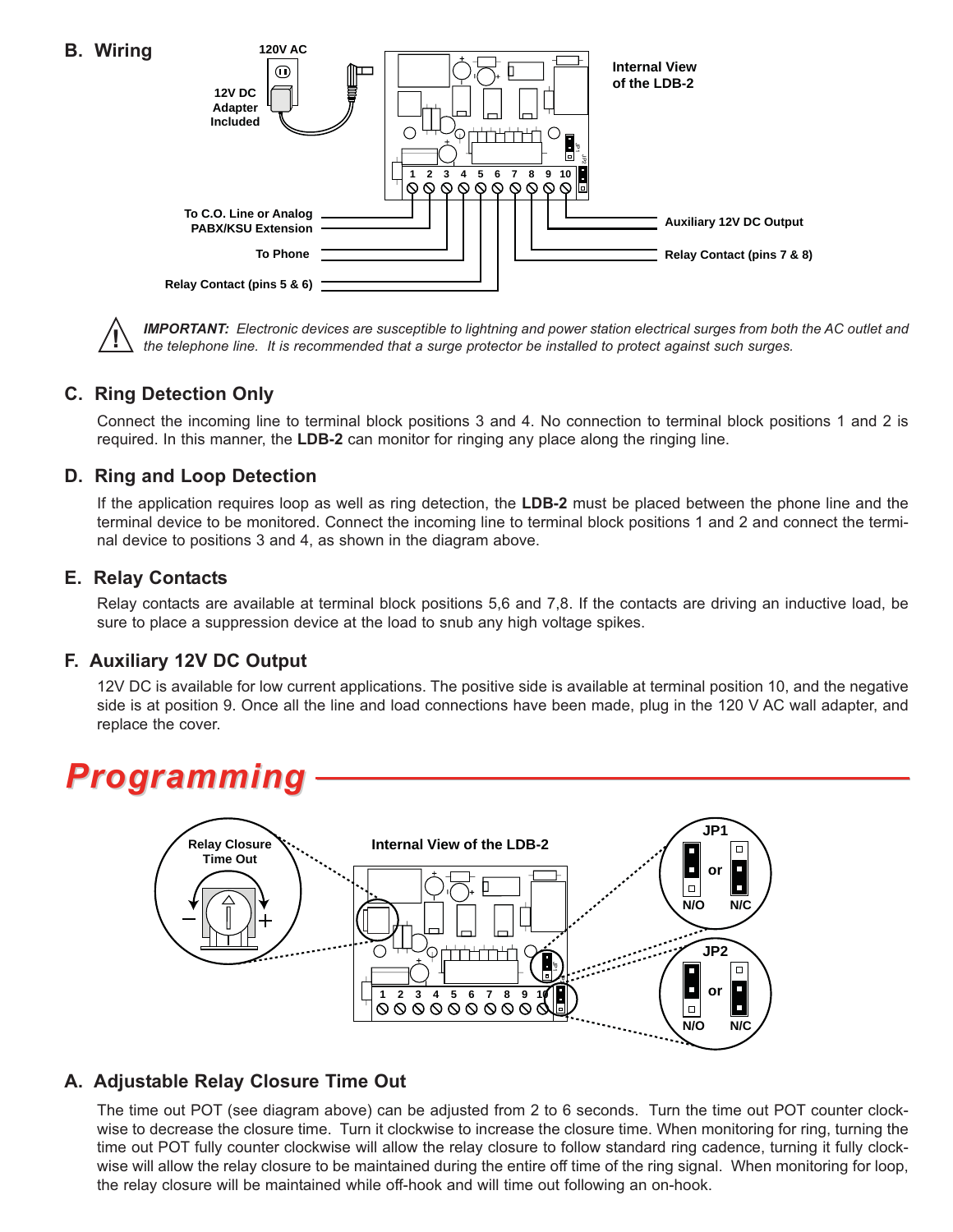## B. Wiring

120V AC

12V DC Adapter Included

Internal View of the LDB-2

To C.O. Line or Analog PABX/KSU Extension

To Phone

Relay Contact (pins 5 & 6)

Auxiliary 12V DC Output

Relay Contact (pins 7 & 8)

***IMPORTANT:*** *Electronic devices are susceptible to lightning and power station electrical surges from both the AC outlet and the telephone line. It is recommended that a surge protector be installed to protect against such surges.*

## C. Ring Detection Only

Connect the incoming line to terminal block positions 3 and 4. No connection to terminal block positions 1 and 2 is required. In this manner, the **LDB-2** can monitor for ringing any place along the ringing line.

## D. Ring and Loop Detection

If the application requires loop as well as ring detection, the **LDB-2** must be placed between the phone line and the terminal device to be monitored. Connect the incoming line to terminal block positions 1 and 2 and connect the terminal device to positions 3 and 4, as shown in the diagram above.

## E. Relay Contacts

Relay contacts are available at terminal block positions 5,6 and 7,8. If the contacts are driving an inductive load, be sure to place a suppression device at the load to snub any high voltage spikes.

## F. Auxiliary 12V DC Output

12V DC is available for low current applications. The positive side is available at terminal position 10, and the negative side is at position 9. Once all the line and load connections have been made, plug in the 120 V AC wall adapter, and replace the cover.

# Programming

Relay Closure Time Out

Internal View of the LDB-2

JP1: N/O or N/C

JP2: N/O or N/C

## A. Adjustable Relay Closure Time Out

The time out POT (see diagram above) can be adjusted from 2 to 6 seconds. Turn the time out POT counter clockwise to decrease the closure time. Turn it clockwise to increase the closure time. When monitoring for ring, turning the time out POT fully counter clockwise will allow the relay closure to follow standard ring cadence, turning it fully clockwise will allow the relay closure to be maintained during the entire off time of the ring signal. When monitoring for loop, the relay closure will be maintained while off-hook and will time out following an on-hook.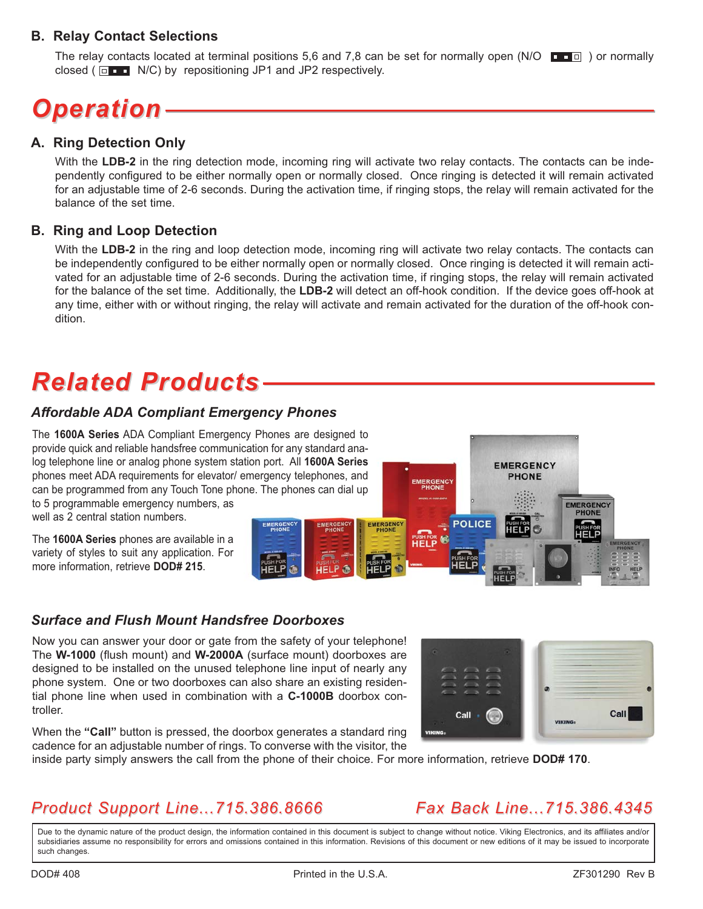## B. Relay Contact Selections

The relay contacts located at terminal positions 5,6 and 7,8 can be set for normally open (N/O ■■□ ) or normally closed ( □■■ N/C) by repositioning JP1 and JP2 respectively.

# Operation

## A. Ring Detection Only

With the **LDB-2** in the ring detection mode, incoming ring will activate two relay contacts. The contacts can be independently configured to be either normally open or normally closed. Once ringing is detected it will remain activated for an adjustable time of 2-6 seconds. During the activation time, if ringing stops, the relay will remain activated for the balance of the set time.

## B. Ring and Loop Detection

With the **LDB-2** in the ring and loop detection mode, incoming ring will activate two relay contacts. The contacts can be independently configured to be either normally open or normally closed. Once ringing is detected it will remain activated for an adjustable time of 2-6 seconds. During the activation time, if ringing stops, the relay will remain activated for the balance of the set time. Additionally, the **LDB-2** will detect an off-hook condition. If the device goes off-hook at any time, either with or without ringing, the relay will activate and remain activated for the duration of the off-hook condition.

# Related Products

### *Affordable ADA Compliant Emergency Phones*

The **1600A Series** ADA Compliant Emergency Phones are designed to provide quick and reliable handsfree communication for any standard analog telephone line or analog phone system station port. All **1600A Series** phones meet ADA requirements for elevator/ emergency telephones, and can be programmed from any Touch Tone phone. The phones can dial up to 5 programmable emergency numbers, as well as 2 central station numbers.

The **1600A Series** phones are available in a variety of styles to suit any application. For more information, retrieve **DOD# 215**.

### *Surface and Flush Mount Handsfree Doorboxes*

Now you can answer your door or gate from the safety of your telephone! The **W-1000** (flush mount) and **W-2000A** (surface mount) doorboxes are designed to be installed on the unused telephone line input of nearly any phone system. One or two doorboxes can also share an existing residential phone line when used in combination with a **C-1000B** doorbox controller.

When the **"Call"** button is pressed, the doorbox generates a standard ring cadence for an adjustable number of rings. To converse with the visitor, the inside party simply answers the call from the phone of their choice. For more information, retrieve **DOD# 170**.

*Product Support Line...715.386.8666*  *Fax Back Line...715.386.4345*

Due to the dynamic nature of the product design, the information contained in this document is subject to change without notice. Viking Electronics, and its affiliates and/or subsidiaries assume no responsibility for errors and omissions contained in this information. Revisions of this document or new editions of it may be issued to incorporate such changes.

DOD# 408  Printed in the U.S.A.  ZF301290 Rev B